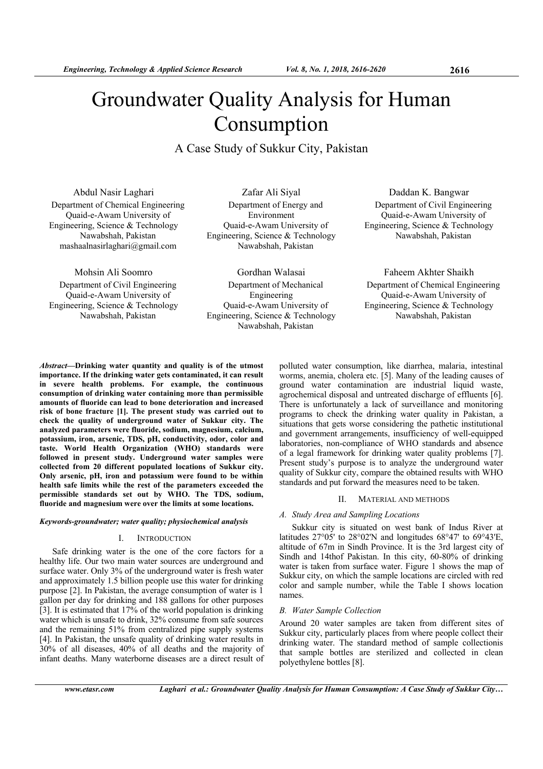# Groundwater Quality Analysis for Human Consumption

A Case Study of Sukkur City, Pakistan

Abdul Nasir Laghari
Department of Chemical Engineering
Quaid-e-Awam University of Engineering, Science & Technology
Nawabshah, Pakistan
mashaalnasirlaghari@gmail.com

Zafar Ali Siyal
Department of Energy and Environment
Quaid-e-Awam University of Engineering, Science & Technology
Nawabshah, Pakistan

Daddan K. Bangwar
Department of Civil Engineering
Quaid-e-Awam University of Engineering, Science & Technology
Nawabshah, Pakistan

Mohsin Ali Soomro
Department of Civil Engineering
Quaid-e-Awam University of Engineering, Science & Technology
Nawabshah, Pakistan

Gordhan Walasai
Department of Mechanical Engineering
Quaid-e-Awam University of Engineering, Science & Technology
Nawabshah, Pakistan

Faheem Akhter Shaikh
Department of Chemical Engineering
Quaid-e-Awam University of Engineering, Science & Technology
Nawabshah, Pakistan

***Abstract*—Drinking water quantity and quality is of the utmost importance. If the drinking water gets contaminated, it can result in severe health problems. For example, the continuous consumption of drinking water containing more than permissible amounts of fluoride can lead to bone deterioration and increased risk of bone fracture [1]. The present study was carried out to check the quality of underground water of Sukkur city. The analyzed parameters were fluoride, sodium, magnesium, calcium, potassium, iron, arsenic, TDS, pH, conductivity, odor, color and taste. World Health Organization (WHO) standards were followed in present study. Underground water samples were collected from 20 different populated locations of Sukkur city. Only arsenic, pH, iron and potassium were found to be within health safe limits while the rest of the parameters exceeded the permissible standards set out by WHO. The TDS, sodium, fluoride and magnesium were over the limits at some locations.**

***Keywords-groundwater; water quality; physiochemical analysis***

## I. Introduction

Safe drinking water is the one of the core factors for a healthy life. Our two main water sources are underground and surface water. Only 3% of the underground water is fresh water and approximately 1.5 billion people use this water for drinking purpose [2]. In Pakistan, the average consumption of water is 1 gallon per day for drinking and 188 gallons for other purposes [3]. It is estimated that 17% of the world population is drinking water which is unsafe to drink, 32% consume from safe sources and the remaining 51% from centralized pipe supply systems [4]. In Pakistan, the unsafe quality of drinking water results in 30% of all diseases, 40% of all deaths and the majority of infant deaths. Many waterborne diseases are a direct result of polluted water consumption, like diarrhea, malaria, intestinal worms, anemia, cholera etc. [5]. Many of the leading causes of ground water contamination are industrial liquid waste, agrochemical disposal and untreated discharge of effluents [6]. There is unfortunately a lack of surveillance and monitoring programs to check the drinking water quality in Pakistan, a situations that gets worse considering the pathetic institutional and government arrangements, insufficiency of well-equipped laboratories, non-compliance of WHO standards and absence of a legal framework for drinking water quality problems [7]. Present study's purpose is to analyze the underground water quality of Sukkur city, compare the obtained results with WHO standards and put forward the measures need to be taken.

## II. Material and methods

### *A. Study Area and Sampling Locations*

Sukkur city is situated on west bank of Indus River at latitudes 27°05' to 28°02'N and longitudes 68°47' to 69°43'E, altitude of 67m in Sindh Province. It is the 3rd largest city of Sindh and 14thof Pakistan. In this city, 60-80% of drinking water is taken from surface water. Figure 1 shows the map of Sukkur city, on which the sample locations are circled with red color and sample number, while the Table I shows location names.

### *B. Water Sample Collection*

Around 20 water samples are taken from different sites of Sukkur city, particularly places from where people collect their drinking water. The standard method of sample collectionis that sample bottles are sterilized and collected in clean polyethylene bottles [8].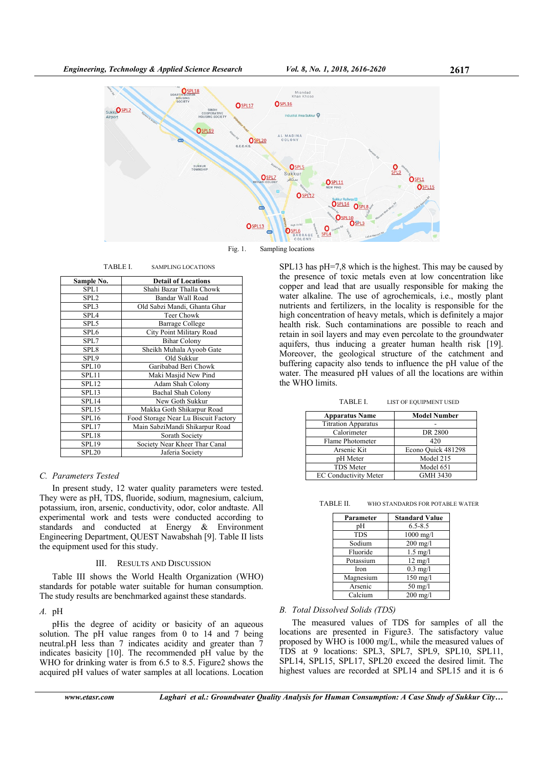Fig. 1. Sampling locations

TABLE I. SAMPLING LOCATIONS

| Sample No. | Detail of Locations |
|---|---|
| SPL1 | Shahi Bazar Thalla Chowk |
| SPL2 | Bandar Wall Road |
| SPL3 | Old Sabzi Mandi, Ghanta Ghar |
| SPL4 | Teer Chowk |
| SPL5 | Barrage College |
| SPL6 | City Point Military Road |
| SPL7 | Bihar Colony |
| SPL8 | Sheikh Muhala Ayoob Gate |
| SPL9 | Old Sukkur |
| SPL10 | Garibabad Beri Chowk |
| SPL11 | Maki Masjid New Pind |
| SPL12 | Adam Shah Colony |
| SPL13 | Bachal Shah Colony |
| SPL14 | New Goth Sukkur |
| SPL15 | Makka Goth Shikarpur Road |
| SPL16 | Food Storage Near Lu Biscuit Factory |
| SPL17 | Main SabziMandi Shikarpur Road |
| SPL18 | Sorath Society |
| SPL19 | Society Near Kheer Thar Canal |
| SPL20 | Jaferia Society |

### C. Parameters Tested

In present study, 12 water quality parameters were tested. They were as pH, TDS, fluoride, sodium, magnesium, calcium, potassium, iron, arsenic, conductivity, odor, color andtaste. All experimental work and tests were conducted according to standards and conducted at Energy & Environment Engineering Department, QUEST Nawabshah [9]. Table II lists the equipment used for this study.

## III. Results and Discussion

Table III shows the World Health Organization (WHO) standards for potable water suitable for human consumption. The study results are benchmarked against these standards.

### A. pH

pHis the degree of acidity or basicity of an aqueous solution. The pH value ranges from 0 to 14 and 7 being neutral.pH less than 7 indicates acidity and greater than 7 indicates basicity [10]. The recommended pH value by the WHO for drinking water is from 6.5 to 8.5. Figure2 shows the acquired pH values of water samples at all locations. Location SPL13 has pH=7,8 which is the highest. This may be caused by the presence of toxic metals even at low concentration like copper and lead that are usually responsible for making the water alkaline. The use of agrochemicals, i.e., mostly plant nutrients and fertilizers, in the locality is responsible for the high concentration of heavy metals, which is definitely a major health risk. Such contaminations are possible to reach and retain in soil layers and may even percolate to the groundwater aquifers, thus inducing a greater human health risk [19]. Moreover, the geological structure of the catchment and buffering capacity also tends to influence the pH value of the water. The measured pH values of all the locations are within the WHO limits.

TABLE I. LIST OF EQUIPMENT USED

| Apparatus Name | Model Number |
|---|---|
| Titration Apparatus | - |
| Calorimeter | DR 2800 |
| Flame Photometer | 420 |
| Arsenic Kit | Econo Quick 481298 |
| pH Meter | Model 215 |
| TDS Meter | Model 651 |
| EC Conductivity Meter | GMH 3430 |

TABLE II. WHO STANDARDS FOR POTABLE WATER

| Parameter | Standard Value |
|---|---|
| pH | 6.5-8.5 |
| TDS | 1000 mg/l |
| Sodium | 200 mg/l |
| Fluoride | 1.5 mg/l |
| Potassium | 12 mg/l |
| Iron | 0.3 mg/l |
| Magnesium | 150 mg/l |
| Arsenic | 50 mg/l |
| Calcium | 200 mg/l |

### B. Total Dissolved Solids (TDS)

The measured values of TDS for samples of all the locations are presented in Figure3. The satisfactory value proposed by WHO is 1000 mg/L, while the measured values of TDS at 9 locations: SPL3, SPL7, SPL9, SPL10, SPL11, SPL14, SPL15, SPL17, SPL20 exceed the desired limit. The highest values are recorded at SPL14 and SPL15 and it is 6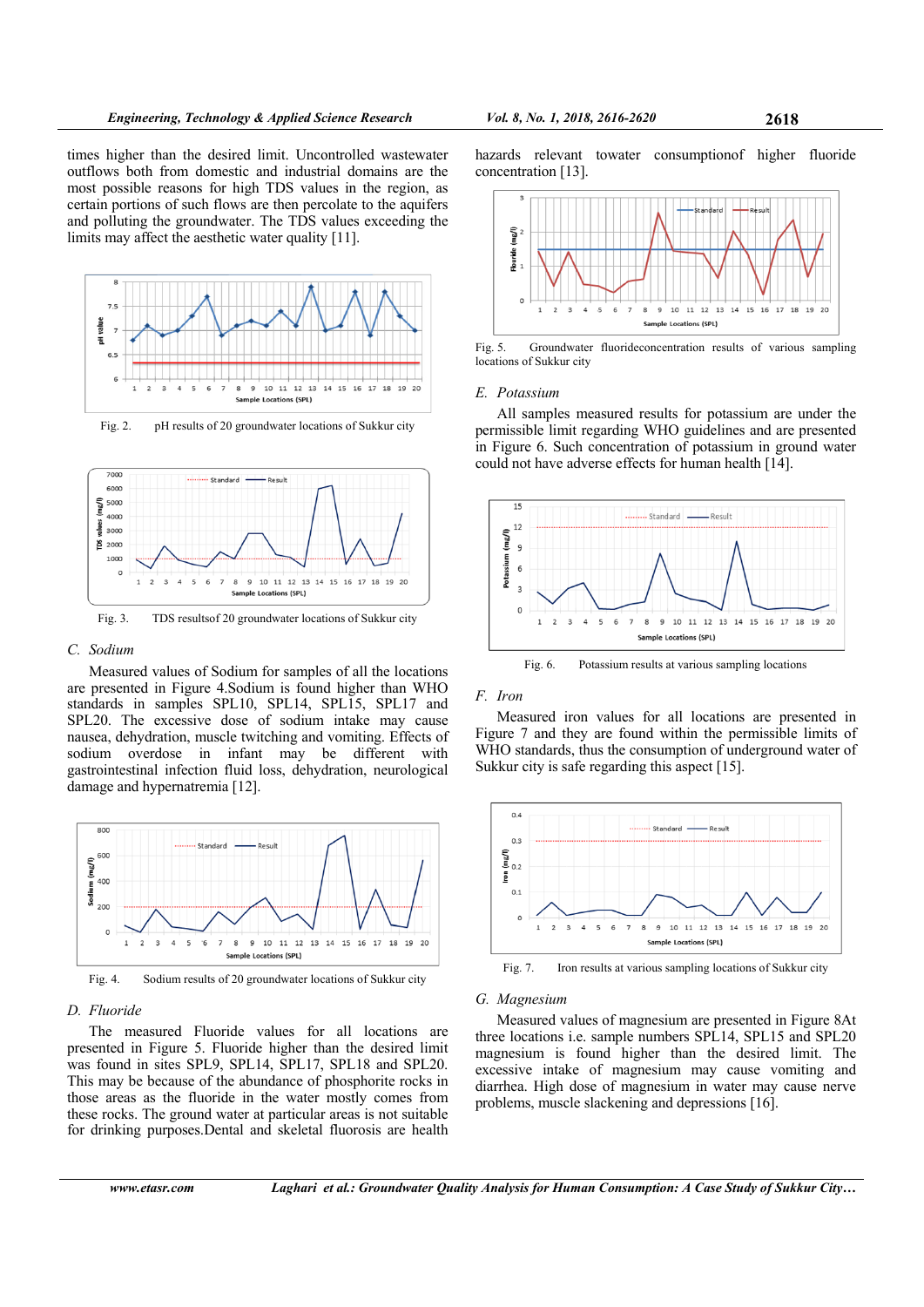times higher than the desired limit. Uncontrolled wastewater outflows both from domestic and industrial domains are the most possible reasons for high TDS values in the region, as certain portions of such flows are then percolate to the aquifers and polluting the groundwater. The TDS values exceeding the limits may affect the aesthetic water quality [11].

8
7.5
7
6.5
6
pH value
1 2 3 4 5 6 7 8 9 10 11 12 13 14 15 16 17 18 19 20
Sample Locations (SPL)

Fig. 2. pH results of 20 groundwater locations of Sukkur city

7000
6000
5000
4000
3000
2000
1000
0
TDS values (mg/l)
Standard
Result
1 2 3 4 5 6 7 8 9 10 11 12 13 14 15 16 17 18 19 20
Sample Locations (SPL)

Fig. 3. TDS resultsof 20 groundwater locations of Sukkur city

### C. Sodium

Measured values of Sodium for samples of all the locations are presented in Figure 4.Sodium is found higher than WHO standards in samples SPL10, SPL14, SPL15, SPL17 and SPL20. The excessive dose of sodium intake may cause nausea, dehydration, muscle twitching and vomiting. Effects of sodium overdose in infant may be different with gastrointestinal infection fluid loss, dehydration, neurological damage and hypernatremia [12].

800
600
400
200
0
Sodium (mg/l)
Standard
Result
1 2 3 4 5 6 7 8 9 10 11 12 13 14 15 16 17 18 19 20
Sample Locations (SPL)

Fig. 4. Sodium results of 20 groundwater locations of Sukkur city

### D. Fluoride

The measured Fluoride values for all locations are presented in Figure 5. Fluoride higher than the desired limit was found in sites SPL9, SPL14, SPL17, SPL18 and SPL20. This may be because of the abundance of phosphorite rocks in those areas as the fluoride in the water mostly comes from these rocks. The ground water at particular areas is not suitable for drinking purposes.Dental and skeletal fluorosis are health hazards relevant towater consumptionof higher fluoride concentration [13].

3
2
1
0
Flouride (mg/l)
Standard
Result
1 2 3 4 5 6 7 8 9 10 11 12 13 14 15 16 17 18 19 20
Sample Locations (SPL)

Fig. 5. Groundwater fluorideconcentration results of various sampling locations of Sukkur city

### E. Potassium

All samples measured results for potassium are under the permissible limit regarding WHO guidelines and are presented in Figure 6. Such concentration of potassium in ground water could not have adverse effects for human health [14].

15
12
9
6
3
0
Potassium (mg/l)
Standard
Result
1 2 3 4 5 6 7 8 9 10 11 12 13 14 15 16 17 18 19 20
Sample Locations (SPL)

Fig. 6. Potassium results at various sampling locations

### F. Iron

Measured iron values for all locations are presented in Figure 7 and they are found within the permissible limits of WHO standards, thus the consumption of underground water of Sukkur city is safe regarding this aspect [15].

0.4
0.3
0.2
0.1
0
Iron (mg/l)
Standard
Result
1 2 3 4 5 6 7 8 9 10 11 12 13 14 15 16 17 18 19 20
Sample Locations (SPL)

Fig. 7. Iron results at various sampling locations of Sukkur city

### G. Magnesium

Measured values of magnesium are presented in Figure 8At three locations i.e. sample numbers SPL14, SPL15 and SPL20 magnesium is found higher than the desired limit. The excessive intake of magnesium may cause vomiting and diarrhea. High dose of magnesium in water may cause nerve problems, muscle slackening and depressions [16].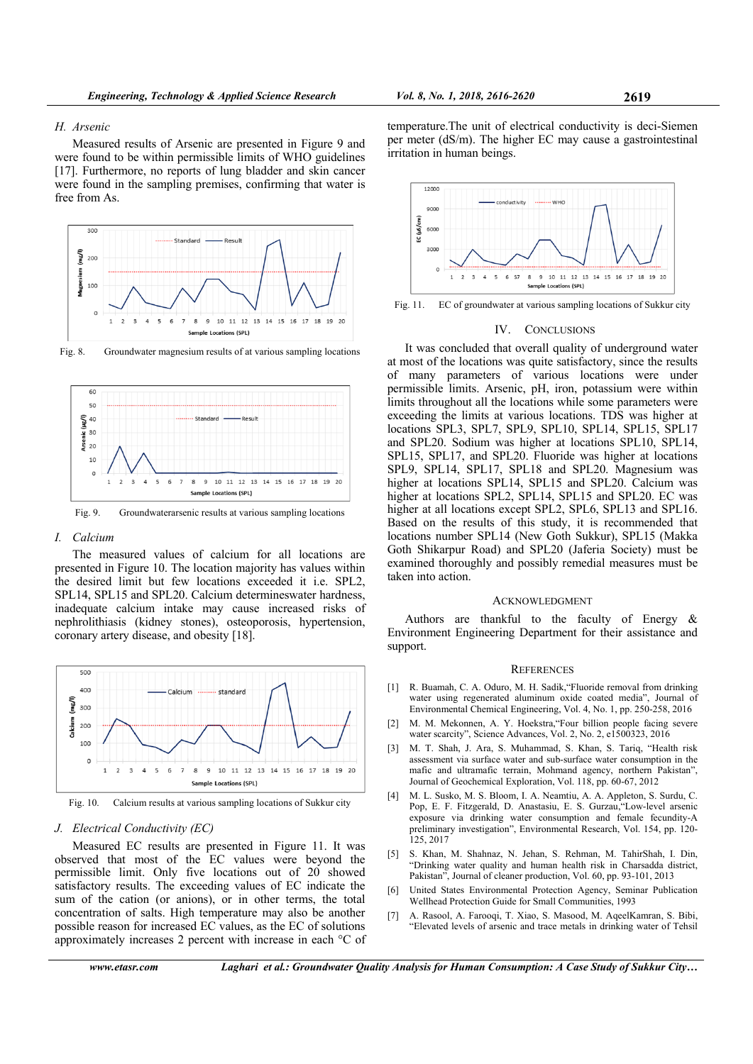## H. Arsenic

Measured results of Arsenic are presented in Figure 9 and were found to be within permissible limits of WHO guidelines [17]. Furthermore, no reports of lung bladder and skin cancer were found in the sampling premises, confirming that water is free from As.

300
200
100
0
Magnesium (mg/l)
Standard
Result
1 2 3 4 5 6 7 8 9 10 11 12 13 14 15 16 17 18 19 20
Sample Locations (SPL)

Fig. 8. Groundwater magnesium results of at various sampling locations

60
50
40
30
20
10
0
Arsenic (µg/l)
Standard
Result
1 2 3 4 5 6 7 8 9 10 11 12 13 14 15 16 17 18 19 20
Sample Locations (SPL)

Fig. 9. Groundwaterarsenic results at various sampling locations

## I. Calcium

The measured values of calcium for all locations are presented in Figure 10. The location majority has values within the desired limit but few locations exceeded it i.e. SPL2, SPL14, SPL15 and SPL20. Calcium determineswater hardness, inadequate calcium intake may cause increased risks of nephrolithiasis (kidney stones), osteoporosis, hypertension, coronary artery disease, and obesity [18].

500
400
300
200
100
0
Calcium (mg/l)
Calcium
standard
1 2 3 4 5 6 7 8 9 10 11 12 13 14 15 16 17 18 19 20
Sample Locations (SPL)

Fig. 10. Calcium results at various sampling locations of Sukkur city

## J. Electrical Conductivity (EC)

Measured EC results are presented in Figure 11. It was observed that most of the EC values were beyond the permissible limit. Only five locations out of 20 showed satisfactory results. The exceeding values of EC indicate the sum of the cation (or anions), or in other terms, the total concentration of salts. High temperature may also be another possible reason for increased EC values, as the EC of solutions approximately increases 2 percent with increase in each °C of temperature.The unit of electrical conductivity is deci-Siemen per meter (dS/m). The higher EC may cause a gastrointestinal irritation in human beings.

12000
9000
6000
3000
0
EC (µS/cm)
conductivity
WHO
1 2 3 4 5 6 57 8 9 10 11 12 13 14 15 16 17 18 19 20
Sample Locations (SPL)

Fig. 11. EC of groundwater at various sampling locations of Sukkur city

# IV. Conclusions

It was concluded that overall quality of underground water at most of the locations was quite satisfactory, since the results of many parameters of various locations were under permissible limits. Arsenic, pH, iron, potassium were within limits throughout all the locations while some parameters were exceeding the limits at various locations. TDS was higher at locations SPL3, SPL7, SPL9, SPL10, SPL14, SPL15, SPL17 and SPL20. Sodium was higher at locations SPL10, SPL14, SPL15, SPL17, and SPL20. Fluoride was higher at locations SPL9, SPL14, SPL17, SPL18 and SPL20. Magnesium was higher at locations SPL14, SPL15 and SPL20. Calcium was higher at locations SPL2, SPL14, SPL15 and SPL20. EC was higher at all locations except SPL2, SPL6, SPL13 and SPL16. Based on the results of this study, it is recommended that locations number SPL14 (New Goth Sukkur), SPL15 (Makka Goth Shikarpur Road) and SPL20 (Jaferia Society) must be examined thoroughly and possibly remedial measures must be taken into action.

# Acknowledgment

Authors are thankful to the faculty of Energy & Environment Engineering Department for their assistance and support.

# References

[1] R. Buamah, C. A. Oduro, M. H. Sadik,"Fluoride removal from drinking water using regenerated aluminum oxide coated media", Journal of Environmental Chemical Engineering, Vol. 4, No. 1, pp. 250-258, 2016

[2] M. M. Mekonnen, A. Y. Hoekstra,"Four billion people facing severe water scarcity", Science Advances, Vol. 2, No. 2, e1500323, 2016

[3] M. T. Shah, J. Ara, S. Muhammad, S. Khan, S. Tariq, "Health risk assessment via surface water and sub-surface water consumption in the mafic and ultramafic terrain, Mohmand agency, northern Pakistan", Journal of Geochemical Exploration, Vol. 118, pp. 60-67, 2012

[4] M. L. Susko, M. S. Bloom, I. A. Neamtiu, A. A. Appleton, S. Surdu, C. Pop, E. F. Fitzgerald, D. Anastasiu, E. S. Gurzau,"Low-level arsenic exposure via drinking water consumption and female fecundity-A preliminary investigation", Environmental Research, Vol. 154, pp. 120-125, 2017

[5] S. Khan, M. Shahnaz, N. Jehan, S. Rehman, M. TahirShah, I. Din, "Drinking water quality and human health risk in Charsadda district, Pakistan", Journal of cleaner production, Vol. 60, pp. 93-101, 2013

[6] United States Environmental Protection Agency, Seminar Publication Wellhead Protection Guide for Small Communities, 1993

[7] A. Rasool, A. Farooqi, T. Xiao, S. Masood, M. AqeelKamran, S. Bibi, "Elevated levels of arsenic and trace metals in drinking water of Tehsil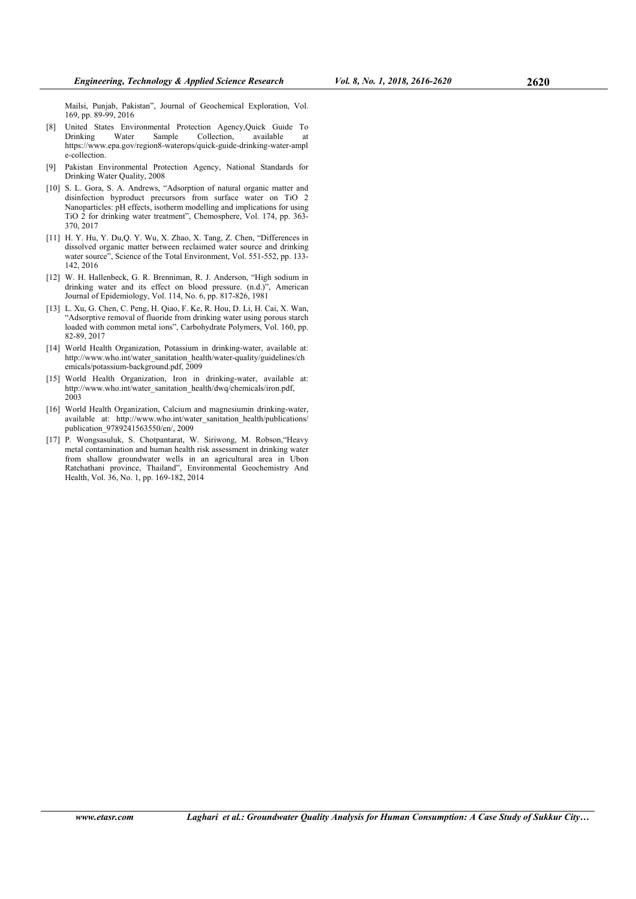Mailsi, Punjab, Pakistan", Journal of Geochemical Exploration, Vol. 169, pp. 89-99, 2016

[8] United States Environmental Protection Agency,Quick Guide To Drinking Water Sample Collection, available at https://www.epa.gov/region8-waterops/quick-guide-drinking-water-sample-collection.

[9] Pakistan Environmental Protection Agency, National Standards for Drinking Water Quality, 2008

[10] S. L. Gora, S. A. Andrews, "Adsorption of natural organic matter and disinfection byproduct precursors from surface water on $TiO_2$ Nanoparticles: pH effects, isotherm modelling and implications for using $TiO_2$ for drinking water treatment", Chemosphere, Vol. 174, pp. 363-370, 2017

[11] H. Y. Hu, Y. Du,Q. Y. Wu, X. Zhao, X. Tang, Z. Chen, "Differences in dissolved organic matter between reclaimed water source and drinking water source", Science of the Total Environment, Vol. 551-552, pp. 133-142, 2016

[12] W. H. Hallenbeck, G. R. Brenniman, R. J. Anderson, "High sodium in drinking water and its effect on blood pressure. (n.d.)", American Journal of Epidemiology, Vol. 114, No. 6, pp. 817-826, 1981

[13] L. Xu, G. Chen, C. Peng, H. Qiao, F. Ke, R. Hou, D. Li, H. Cai, X. Wan, "Adsorptive removal of fluoride from drinking water using porous starch loaded with common metal ions", Carbohydrate Polymers, Vol. 160, pp. 82-89, 2017

[14] World Health Organization, Potassium in drinking-water, available at: http://www.who.int/water_sanitation_health/water-quality/guidelines/chemicals/potassium-background.pdf, 2009

[15] World Health Organization, Iron in drinking-water, available at: http://www.who.int/water_sanitation_health/dwq/chemicals/iron.pdf, 2003

[16] World Health Organization, Calcium and magnesiumin drinking-water, available at: http://www.who.int/water_sanitation_health/publications/publication_9789241563550/en/, 2009

[17] P. Wongsasuluk, S. Chotpantarat, W. Siriwong, M. Robson,"Heavy metal contamination and human health risk assessment in drinking water from shallow groundwater wells in an agricultural area in Ubon Ratchathani province, Thailand", Environmental Geochemistry And Health, Vol. 36, No. 1, pp. 169-182, 2014